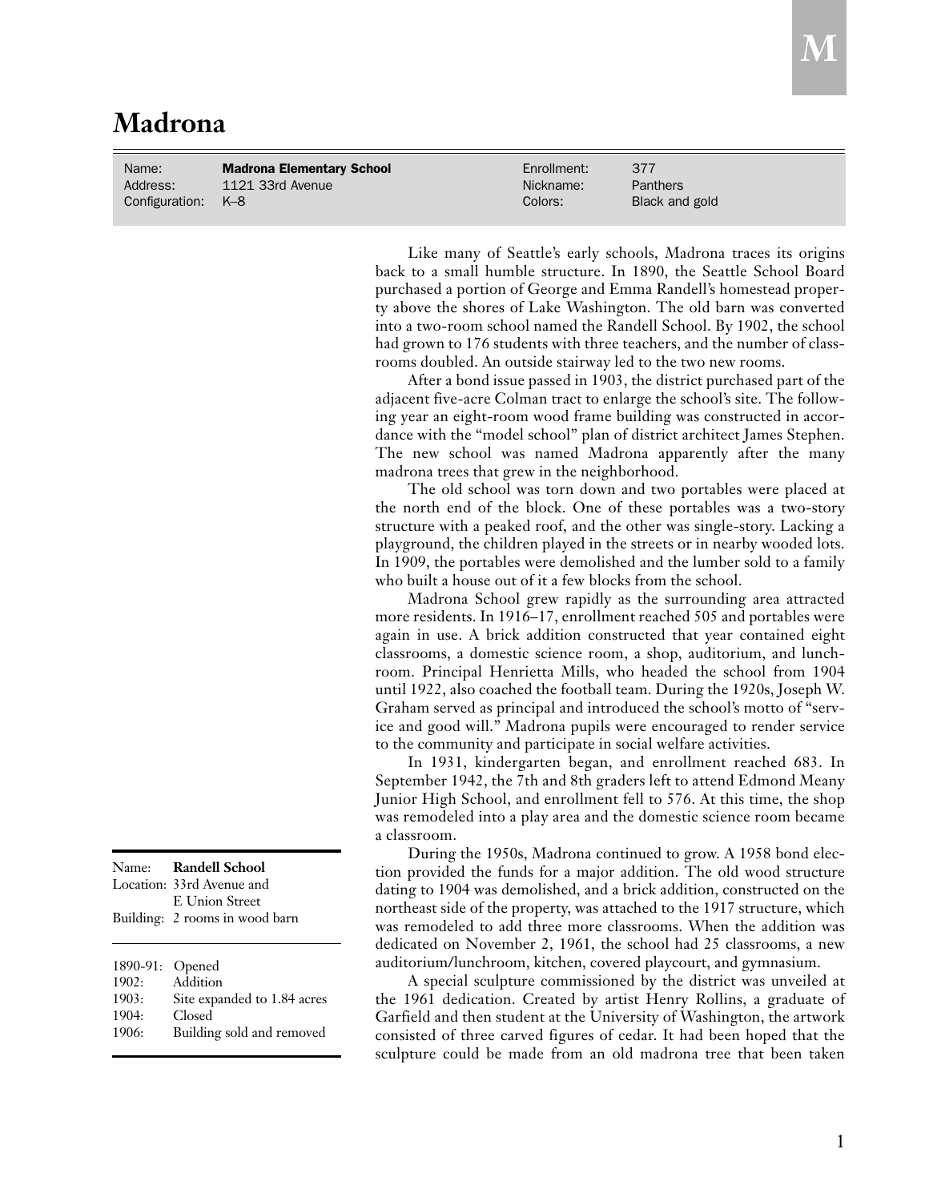# Madrona

| Name: | **Madrona Elementary School** | Enrollment: | 377 |
|---|---|---|---|
| Address: | 1121 33rd Avenue | Nickname: | Panthers |
| Configuration: | K–8 | Colors: | Black and gold |

Like many of Seattle's early schools, Madrona traces its origins back to a small humble structure. In 1890, the Seattle School Board purchased a portion of George and Emma Randell's homestead property above the shores of Lake Washington. The old barn was converted into a two-room school named the Randell School. By 1902, the school had grown to 176 students with three teachers, and the number of classrooms doubled. An outside stairway led to the two new rooms.

After a bond issue passed in 1903, the district purchased part of the adjacent five-acre Colman tract to enlarge the school's site. The following year an eight-room wood frame building was constructed in accordance with the "model school" plan of district architect James Stephen. The new school was named Madrona apparently after the many madrona trees that grew in the neighborhood.

The old school was torn down and two portables were placed at the north end of the block. One of these portables was a two-story structure with a peaked roof, and the other was single-story. Lacking a playground, the children played in the streets or in nearby wooded lots. In 1909, the portables were demolished and the lumber sold to a family who built a house out of it a few blocks from the school.

Madrona School grew rapidly as the surrounding area attracted more residents. In 1916–17, enrollment reached 505 and portables were again in use. A brick addition constructed that year contained eight classrooms, a domestic science room, a shop, auditorium, and lunchroom. Principal Henrietta Mills, who headed the school from 1904 until 1922, also coached the football team. During the 1920s, Joseph W. Graham served as principal and introduced the school's motto of "service and good will." Madrona pupils were encouraged to render service to the community and participate in social welfare activities.

In 1931, kindergarten began, and enrollment reached 683. In September 1942, the 7th and 8th graders left to attend Edmond Meany Junior High School, and enrollment fell to 576. At this time, the shop was remodeled into a play area and the domestic science room became a classroom.

During the 1950s, Madrona continued to grow. A 1958 bond election provided the funds for a major addition. The old wood structure dating to 1904 was demolished, and a brick addition, constructed on the northeast side of the property, was attached to the 1917 structure, which was remodeled to add three more classrooms. When the addition was dedicated on November 2, 1961, the school had 25 classrooms, a new auditorium/lunchroom, kitchen, covered playcourt, and gymnasium.

A special sculpture commissioned by the district was unveiled at the 1961 dedication. Created by artist Henry Rollins, a graduate of Garfield and then student at the University of Washington, the artwork consisted of three carved figures of cedar. It had been hoped that the sculpture could be made from an old madrona tree that been taken

---

Name: **Randell School**
Location: 33rd Avenue and E Union Street
Building: 2 rooms in wood barn

| | |
|---|---|
| 1890-91: | Opened |
| 1902: | Addition |
| 1903: | Site expanded to 1.84 acres |
| 1904: | Closed |
| 1906: | Building sold and removed |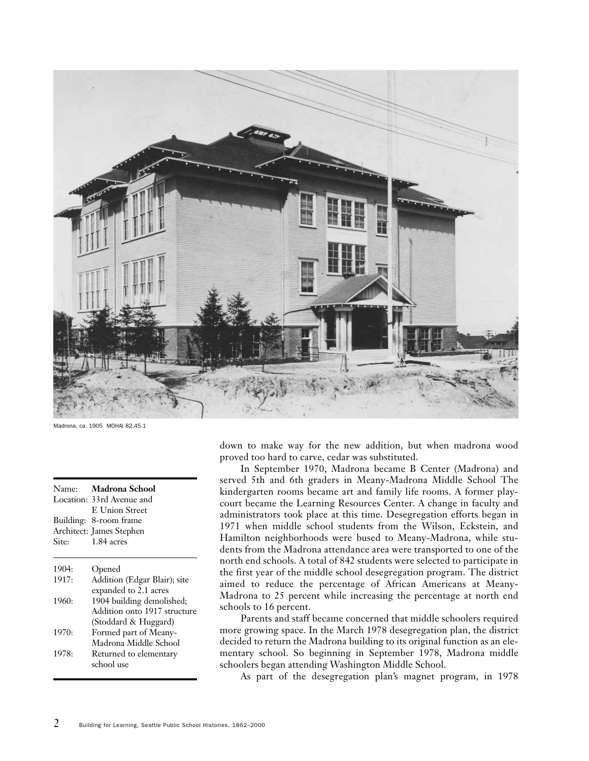Madrona, ca. 1905 MOHAI 82.45.1

| Name: | **Madrona School** |
|---|---|
| Location: | 33rd Avenue and E Union Street |
| Building: | 8-room frame |
| Architect: | James Stephen |
| Site: | 1.84 acres |

| | |
|---|---|
| 1904: | Opened |
| 1917: | Addition (Edgar Blair); site expanded to 2.1 acres |
| 1960: | 1904 building demolished; Addition onto 1917 structure (Stoddard & Huggard) |
| 1970: | Formed part of Meany-Madrona Middle School |
| 1978: | Returned to elementary school use |

down to make way for the new addition, but when madrona wood proved too hard to carve, cedar was substituted.

In September 1970, Madrona became B Center (Madrona) and served 5th and 6th graders in Meany-Madrona Middle School The kindergarten rooms became art and family life rooms. A former playcourt became the Learning Resources Center. A change in faculty and administrators took place at this time. Desegregation efforts began in 1971 when middle school students from the Wilson, Eckstein, and Hamilton neighborhoods were bused to Meany-Madrona, while students from the Madrona attendance area were transported to one of the north end schools. A total of 842 students were selected to participate in the first year of the middle school desegregation program. The district aimed to reduce the percentage of African Americans at Meany-Madrona to 25 percent while increasing the percentage at north end schools to 16 percent.

Parents and staff became concerned that middle schoolers required more growing space. In the March 1978 desegregation plan, the district decided to return the Madrona building to its original function as an elementary school. So beginning in September 1978, Madrona middle schoolers began attending Washington Middle School.

As part of the desegregation plan's magnet program, in 1978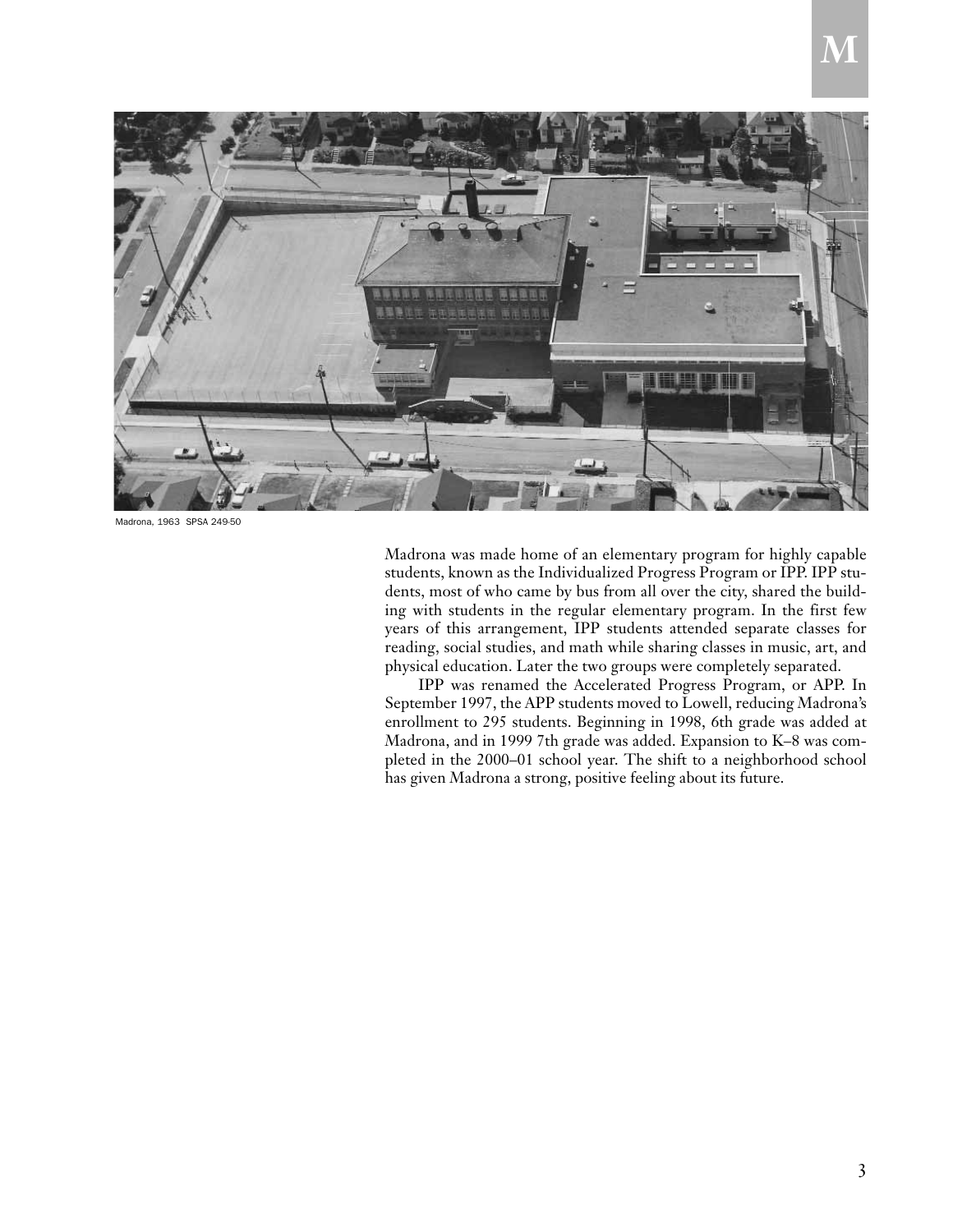Madrona, 1963 SPSA 249-50

Madrona was made home of an elementary program for highly capable students, known as the Individualized Progress Program or IPP. IPP students, most of who came by bus from all over the city, shared the building with students in the regular elementary program. In the first few years of this arrangement, IPP students attended separate classes for reading, social studies, and math while sharing classes in music, art, and physical education. Later the two groups were completely separated.

IPP was renamed the Accelerated Progress Program, or APP. In September 1997, the APP students moved to Lowell, reducing Madrona's enrollment to 295 students. Beginning in 1998, 6th grade was added at Madrona, and in 1999 7th grade was added. Expansion to K–8 was completed in the 2000–01 school year. The shift to a neighborhood school has given Madrona a strong, positive feeling about its future.